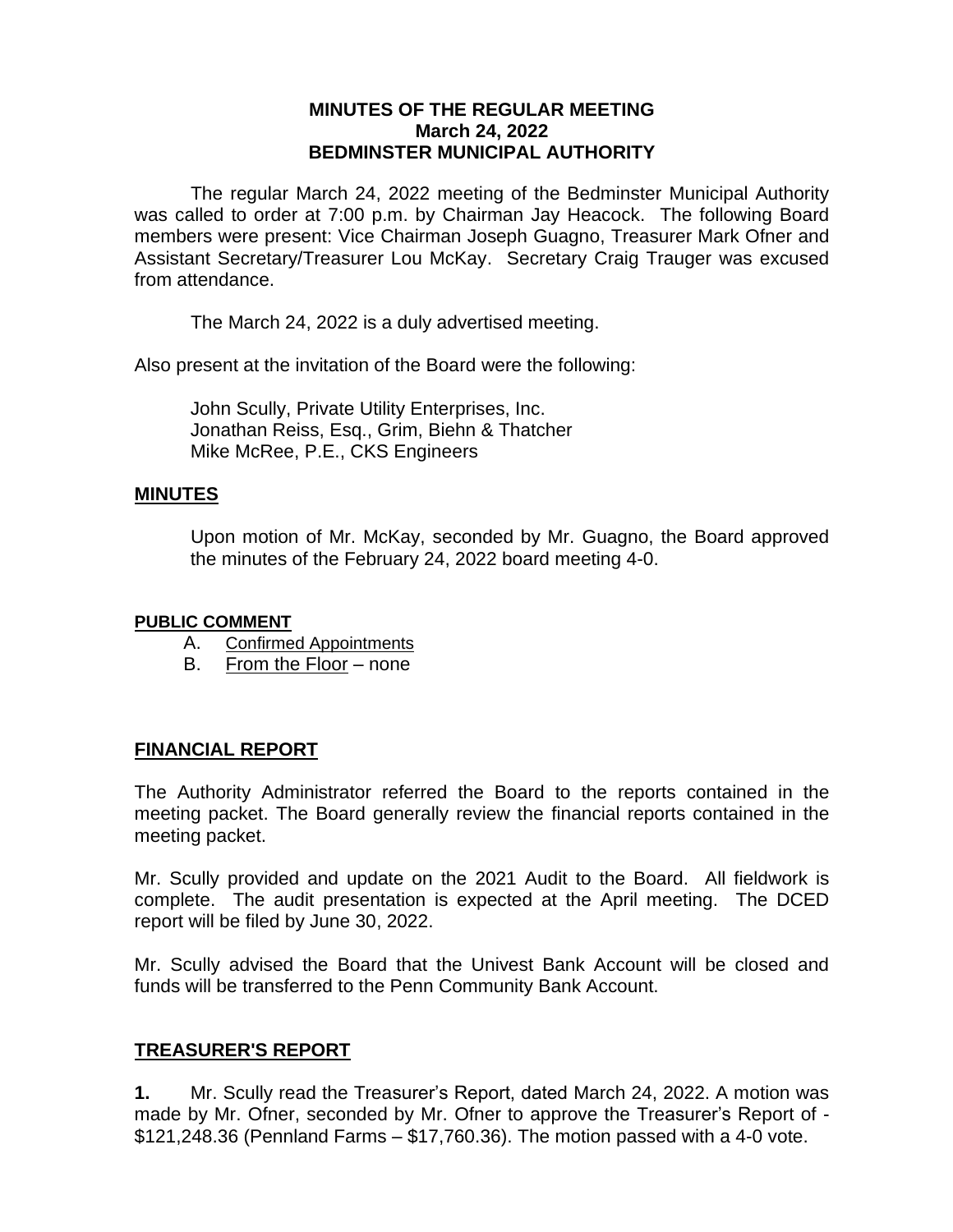**MINUTES OF THE REGULAR MEETING**
**March 24, 2022**
**BEDMINSTER MUNICIPAL AUTHORITY**

The regular March 24, 2022 meeting of the Bedminster Municipal Authority was called to order at 7:00 p.m. by Chairman Jay Heacock. The following Board members were present: Vice Chairman Joseph Guagno, Treasurer Mark Ofner and Assistant Secretary/Treasurer Lou McKay. Secretary Craig Trauger was excused from attendance.

The March 24, 2022 is a duly advertised meeting.

Also present at the invitation of the Board were the following:

John Scully, Private Utility Enterprises, Inc.
Jonathan Reiss, Esq., Grim, Biehn & Thatcher
Mike McRee, P.E., CKS Engineers

## MINUTES

Upon motion of Mr. McKay, seconded by Mr. Guagno, the Board approved the minutes of the February 24, 2022 board meeting 4-0.

## PUBLIC COMMENT

A. Confirmed Appointments
B. From the Floor – none

## FINANCIAL REPORT

The Authority Administrator referred the Board to the reports contained in the meeting packet. The Board generally review the financial reports contained in the meeting packet.

Mr. Scully provided and update on the 2021 Audit to the Board. All fieldwork is complete. The audit presentation is expected at the April meeting. The DCED report will be filed by June 30, 2022.

Mr. Scully advised the Board that the Univest Bank Account will be closed and funds will be transferred to the Penn Community Bank Account.

## TREASURER'S REPORT

**1.** Mr. Scully read the Treasurer's Report, dated March 24, 2022. A motion was made by Mr. Ofner, seconded by Mr. Ofner to approve the Treasurer's Report of - $121,248.36 (Pennland Farms – $17,760.36). The motion passed with a 4-0 vote.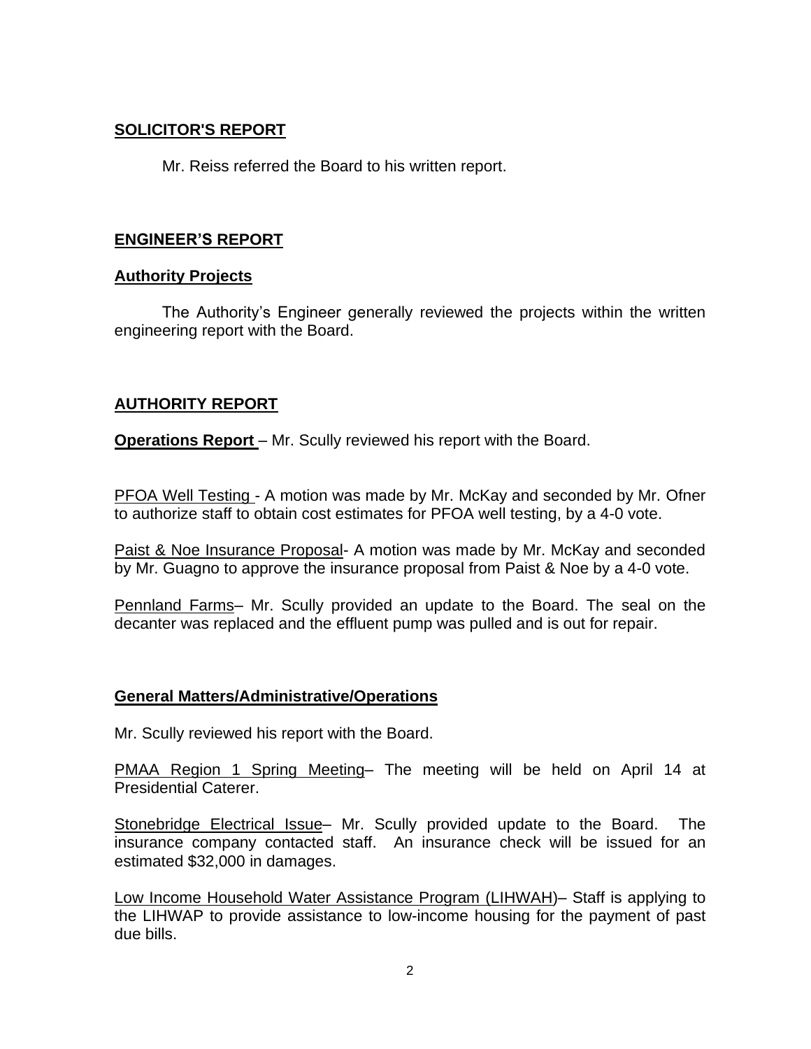## SOLICITOR'S REPORT

Mr. Reiss referred the Board to his written report.

## ENGINEER'S REPORT

### Authority Projects

The Authority's Engineer generally reviewed the projects within the written engineering report with the Board.

## AUTHORITY REPORT

**Operations Report** – Mr. Scully reviewed his report with the Board.

PFOA Well Testing - A motion was made by Mr. McKay and seconded by Mr. Ofner to authorize staff to obtain cost estimates for PFOA well testing, by a 4-0 vote.

Paist & Noe Insurance Proposal- A motion was made by Mr. McKay and seconded by Mr. Guagno to approve the insurance proposal from Paist & Noe by a 4-0 vote.

Pennland Farms– Mr. Scully provided an update to the Board. The seal on the decanter was replaced and the effluent pump was pulled and is out for repair.

### General Matters/Administrative/Operations

Mr. Scully reviewed his report with the Board.

PMAA Region 1 Spring Meeting– The meeting will be held on April 14 at Presidential Caterer.

Stonebridge Electrical Issue– Mr. Scully provided update to the Board. The insurance company contacted staff. An insurance check will be issued for an estimated $32,000 in damages.

Low Income Household Water Assistance Program (LIHWAH)– Staff is applying to the LIHWAP to provide assistance to low-income housing for the payment of past due bills.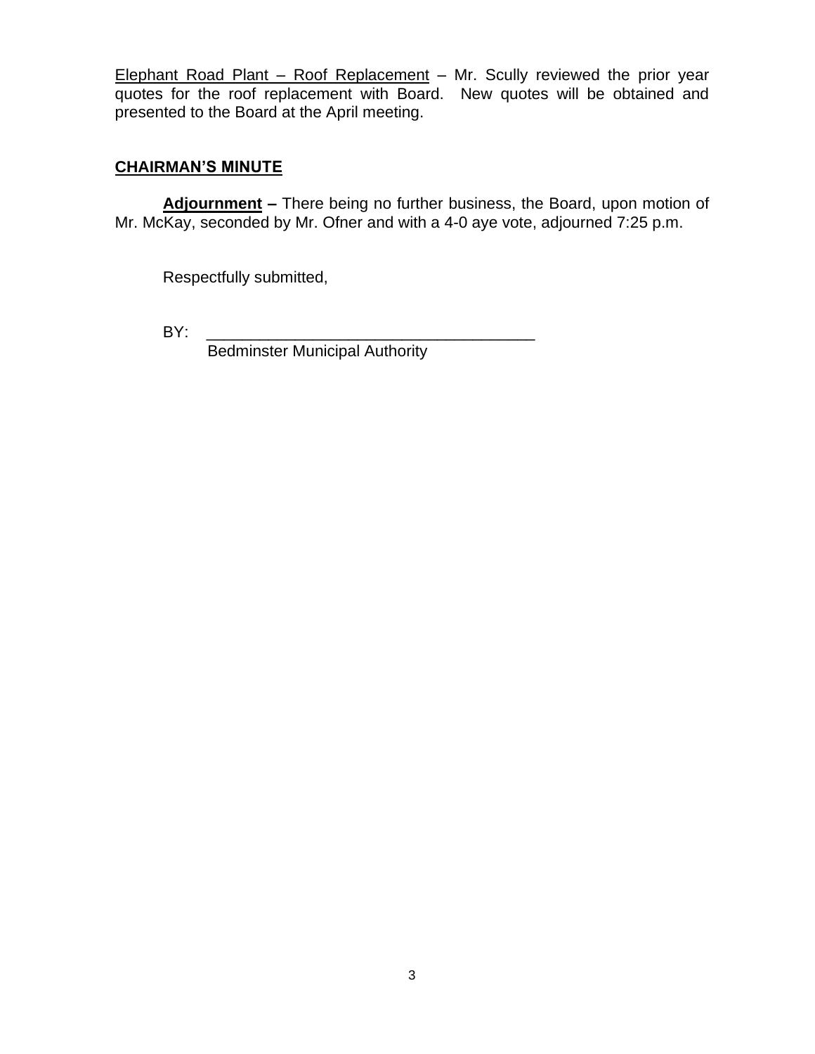Elephant Road Plant – Roof Replacement – Mr. Scully reviewed the prior year quotes for the roof replacement with Board. New quotes will be obtained and presented to the Board at the April meeting.

## CHAIRMAN'S MINUTE

**Adjournment –** There being no further business, the Board, upon motion of Mr. McKay, seconded by Mr. Ofner and with a 4-0 aye vote, adjourned 7:25 p.m.

Respectfully submitted,

BY: ______________________________________
Bedminster Municipal Authority